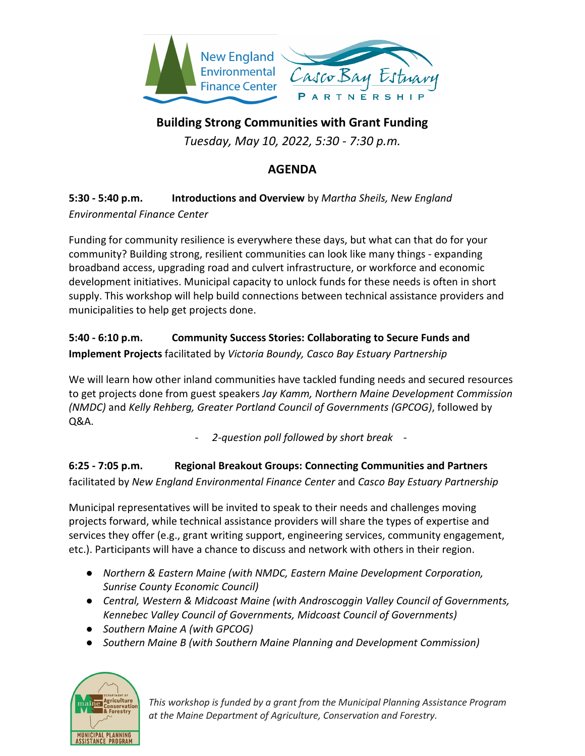New England Environmental Finance Center

Casco Bay Estuary Partnership

# Building Strong Communities with Grant Funding

*Tuesday, May 10, 2022, 5:30 - 7:30 p.m.*

## AGENDA

**5:30 - 5:40 p.m.** **Introductions and Overview** by *Martha Sheils, New England Environmental Finance Center*

Funding for community resilience is everywhere these days, but what can that do for your community? Building strong, resilient communities can look like many things - expanding broadband access, upgrading road and culvert infrastructure, or workforce and economic development initiatives. Municipal capacity to unlock funds for these needs is often in short supply. This workshop will help build connections between technical assistance providers and municipalities to help get projects done.

**5:40 - 6:10 p.m.** **Community Success Stories: Collaborating to Secure Funds and Implement Projects** facilitated by *Victoria Boundy, Casco Bay Estuary Partnership*

We will learn how other inland communities have tackled funding needs and secured resources to get projects done from guest speakers *Jay Kamm, Northern Maine Development Commission (NMDC)* and *Kelly Rehberg, Greater Portland Council of Governments (GPCOG)*, followed by Q&A.

- *2-question poll followed by short break* -

**6:25 - 7:05 p.m.** **Regional Breakout Groups: Connecting Communities and Partners** facilitated by *New England Environmental Finance Center* and *Casco Bay Estuary Partnership*

Municipal representatives will be invited to speak to their needs and challenges moving projects forward, while technical assistance providers will share the types of expertise and services they offer (e.g., grant writing support, engineering services, community engagement, etc.). Participants will have a chance to discuss and network with others in their region.

- *Northern & Eastern Maine (with NMDC, Eastern Maine Development Corporation, Sunrise County Economic Council)*
- *Central, Western & Midcoast Maine (with Androscoggin Valley Council of Governments, Kennebec Valley Council of Governments, Midcoast Council of Governments)*
- *Southern Maine A (with GPCOG)*
- *Southern Maine B (with Southern Maine Planning and Development Commission)*

Maine Department of Agriculture, Conservation & Forestry — Municipal Planning Assistance Program

*This workshop is funded by a grant from the Municipal Planning Assistance Program at the Maine Department of Agriculture, Conservation and Forestry.*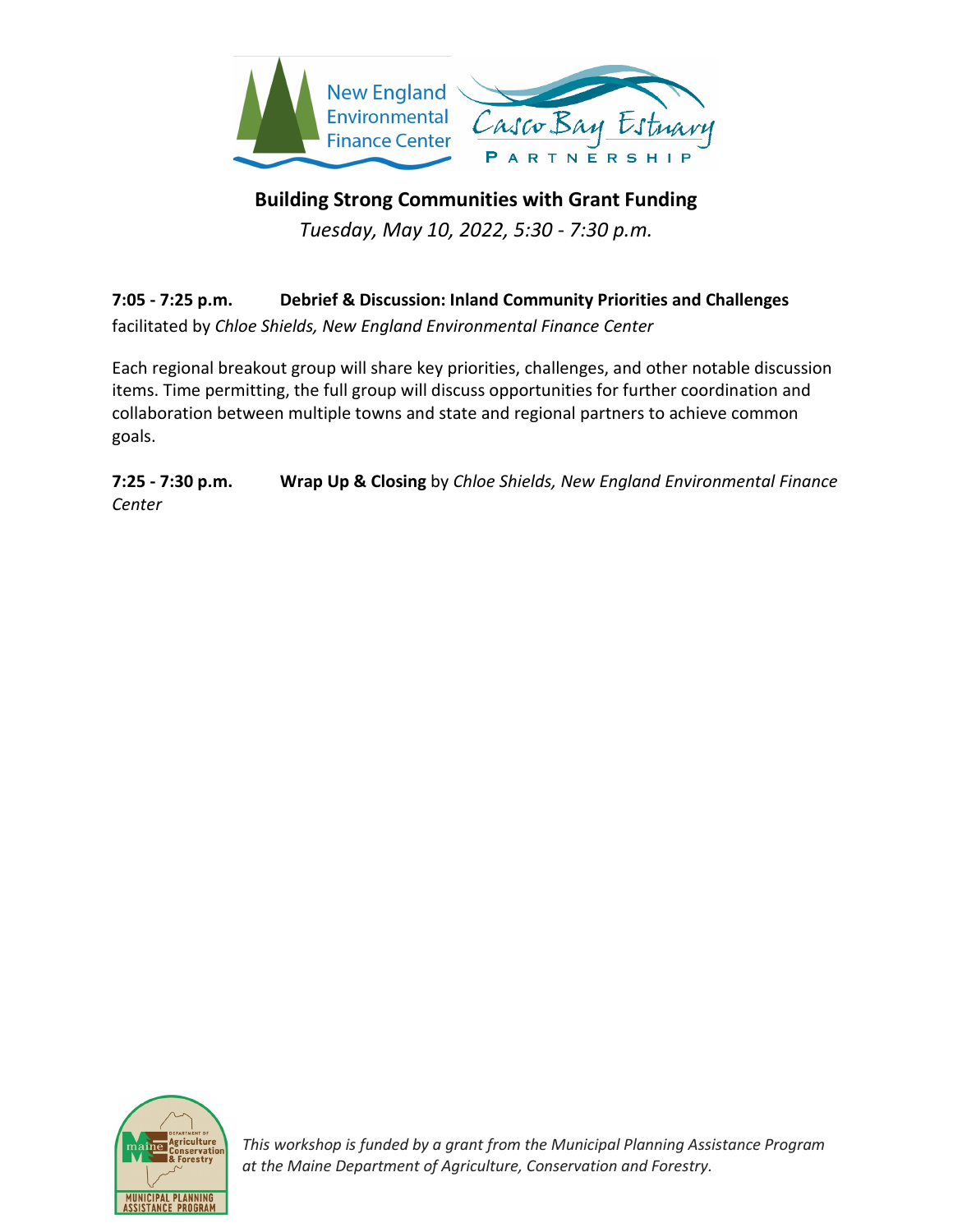**Building Strong Communities with Grant Funding**

*Tuesday, May 10, 2022, 5:30 - 7:30 p.m.*

**7:05 - 7:25 p.m.** **Debrief & Discussion: Inland Community Priorities and Challenges** facilitated by *Chloe Shields, New England Environmental Finance Center*

Each regional breakout group will share key priorities, challenges, and other notable discussion items. Time permitting, the full group will discuss opportunities for further coordination and collaboration between multiple towns and state and regional partners to achieve common goals.

**7:25 - 7:30 p.m.** **Wrap Up & Closing** by *Chloe Shields, New England Environmental Finance Center*

*This workshop is funded by a grant from the Municipal Planning Assistance Program at the Maine Department of Agriculture, Conservation and Forestry.*